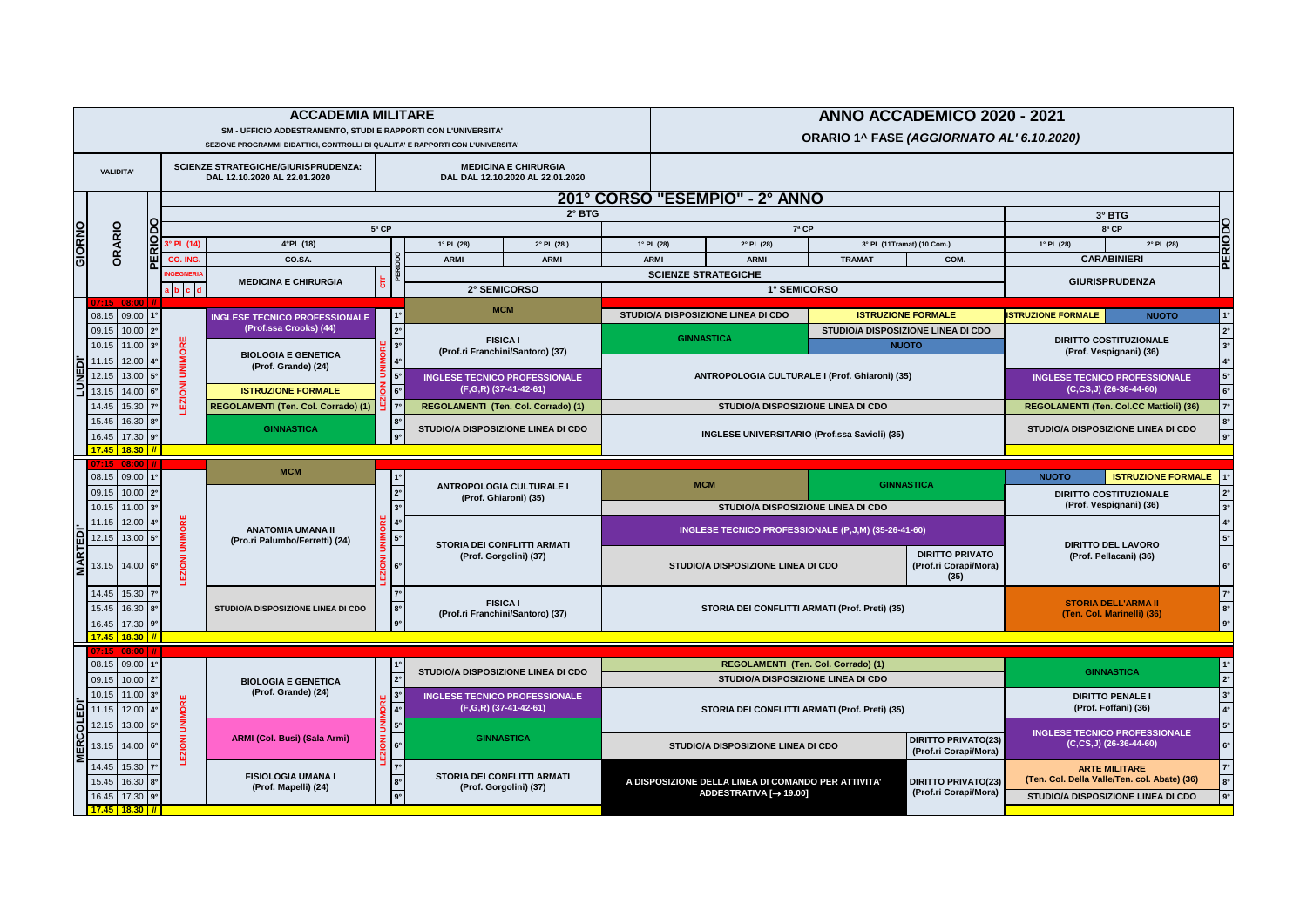# ACCADEMIA MILITARE

SM - UFFICIO ADDESTRAMENTO, STUDI E RAPPORTI CON L'UNIVERSITA'

SEZIONE PROGRAMMI DIDATTICI, CONTROLLI DI QUALITA' E RAPPORTI CON L'UNIVERSITA'

# ANNO ACCADEMICO 2020 - 2021

## ORARIO 1^ FASE *(AGGIORNATO AL' 6.10.2020)*

| VALIDITA' | SCIENZE STRATEGICHE/GIURISPRUDENZA: DAL 12.10.2020 AL 22.01.2020 | MEDICINA E CHIRURGIA DAL DAL 12.10.2020 AL 22.01.2020 |
|---|---|---|

## 201° CORSO "ESEMPIO" - 2° ANNO

| GIORNO | ORARIO | | PERIODO | 3° PL (14) – CO. ING. – INGEGNERIA | 4°PL (18) – CO.SA. – MEDICINA E CHIRURGIA | CTF / PERIODO | 1° PL (28) – ARMI | 2° PL (28) – ARMI | 1° PL (28) – ARMI | 2° PL (28) – ARMI | 3° PL (11Tramat) – TRAMAT | (10 Com.) – COM. | 1° PL (28) – CARABINIERI | 2° PL (28) – CARABINIERI | PERIODO |
|---|---|---|---|---|---|---|---|---|---|---|---|---|---|---|---|
| | | | | 5° CP | | | 2° BTG – 2° SEMICORSO | | 7° CP – SCIENZE STRATEGICHE – 1° SEMICORSO | | | | 3° BTG – 8° CP – GIURISPRUDENZA | | |
| LUNEDI' | 07.15 | 08.00 | // | | | | | | | | | | | | |
| | 08.15 | 09.00 | 1° | LEZIONI UNIMORE | INGLESE TECNICO PROFESSIONALE (Prof.ssa Crooks) (44) | 1° | MCM | | STUDIO/A DISPOSIZIONE LINEA DI CDO | | ISTRUZIONE FORMALE | | ISTRUZIONE FORMALE | NUOTO | 1° |
| | 09.15 | 10.00 | 2° | LEZIONI UNIMORE | INGLESE TECNICO PROFESSIONALE (Prof.ssa Crooks) (44) | 2° | FISICA I (Prof.ri Franchini/Santoro) (37) | | GINNASTICA | | STUDIO/A DISPOSIZIONE LINEA DI CDO | | DIRITTO COSTITUZIONALE (Prof. Vespignani) (36) | | 2° |
| | 10.15 | 11.00 | 3° | LEZIONI UNIMORE | BIOLOGIA E GENETICA (Prof. Grande) (24) | 3° | FISICA I (Prof.ri Franchini/Santoro) (37) | | GINNASTICA | | NUOTO | | DIRITTO COSTITUZIONALE (Prof. Vespignani) (36) | | 3° |
| | 11.15 | 12.00 | 4° | LEZIONI UNIMORE | BIOLOGIA E GENETICA (Prof. Grande) (24) | 4° | FISICA I (Prof.ri Franchini/Santoro) (37) | | ANTROPOLOGIA CULTURALE I (Prof. Ghiaroni) (35) | | | | DIRITTO COSTITUZIONALE (Prof. Vespignani) (36) | | 4° |
| | 12.15 | 13.00 | 5° | LEZIONI UNIMORE | BIOLOGIA E GENETICA (Prof. Grande) (24) | 5° | INGLESE TECNICO PROFESSIONALE (F,G,R) (37-41-42-61) | | ANTROPOLOGIA CULTURALE I (Prof. Ghiaroni) (35) | | | | INGLESE TECNICO PROFESSIONALE (C,CS,J) (26-36-44-60) | | 5° |
| | 13.15 | 14.00 | 6° | LEZIONI UNIMORE | ISTRUZIONE FORMALE | 6° | INGLESE TECNICO PROFESSIONALE (F,G,R) (37-41-42-61) | | ANTROPOLOGIA CULTURALE I (Prof. Ghiaroni) (35) | | | | INGLESE TECNICO PROFESSIONALE (C,CS,J) (26-36-44-60) | | 6° |
| | 14.45 | 15.30 | 7° | LEZIONI UNIMORE | REGOLAMENTI (Ten. Col. Corrado) (1) | 7° | REGOLAMENTI (Ten. Col. Corrado) (1) | | STUDIO/A DISPOSIZIONE LINEA DI CDO | | | | REGOLAMENTI (Ten. Col.CC Mattioli) (36) | | 7° |
| | 15.45 | 16.30 | 8° | LEZIONI UNIMORE | GINNASTICA | 8° | STUDIO/A DISPOSIZIONE LINEA DI CDO | | INGLESE UNIVERSITARIO (Prof.ssa Savioli) (35) | | | | STUDIO/A DISPOSIZIONE LINEA DI CDO | | 8° |
| | 16.45 | 17.30 | 9° | LEZIONI UNIMORE | GINNASTICA | 9° | STUDIO/A DISPOSIZIONE LINEA DI CDO | | INGLESE UNIVERSITARIO (Prof.ssa Savioli) (35) | | | | STUDIO/A DISPOSIZIONE LINEA DI CDO | | 9° |
| | 17.45 | 18.30 | // | | | | | | | | | | | | |
| MARTEDI' | 07.15 | 08.00 | // | | | | | | | | | | | | |
| | 08.15 | 09.00 | 1° | LEZIONI UNIMORE | MCM | 1° | ANTROPOLOGIA CULTURALE I (Prof. Ghiaroni) (35) | | MCM | | GINNASTICA | | NUOTO | ISTRUZIONE FORMALE | 1° |
| | 09.15 | 10.00 | 2° | LEZIONI UNIMORE | MCM | 2° | ANTROPOLOGIA CULTURALE I (Prof. Ghiaroni) (35) | | MCM | | GINNASTICA | | DIRITTO COSTITUZIONALE (Prof. Vespignani) (36) | | 2° |
| | 10.15 | 11.00 | 3° | LEZIONI UNIMORE | ANATOMIA UMANA II (Pro.ri Palumbo/Ferretti) (24) | 3° | ANTROPOLOGIA CULTURALE I (Prof. Ghiaroni) (35) | | STUDIO/A DISPOSIZIONE LINEA DI CDO | | | | DIRITTO COSTITUZIONALE (Prof. Vespignani) (36) | | 3° |
| | 11.15 | 12.00 | 4° | LEZIONI UNIMORE | ANATOMIA UMANA II (Pro.ri Palumbo/Ferretti) (24) | 4° | STORIA DEI CONFLITTI ARMATI (Prof. Gorgolini) (37) | | INGLESE TECNICO PROFESSIONALE (P,J,M) (35-26-41-60) | | | | DIRITTO DEL LAVORO (Prof. Pellacani) (36) | | 4° |
| | 12.15 | 13.00 | 5° | LEZIONI UNIMORE | ANATOMIA UMANA II (Pro.ri Palumbo/Ferretti) (24) | 5° | STORIA DEI CONFLITTI ARMATI (Prof. Gorgolini) (37) | | INGLESE TECNICO PROFESSIONALE (P,J,M) (35-26-41-60) | | | | DIRITTO DEL LAVORO (Prof. Pellacani) (36) | | 5° |
| | 13.15 | 14.00 | 6° | LEZIONI UNIMORE | ANATOMIA UMANA II (Pro.ri Palumbo/Ferretti) (24) | 6° | STORIA DEI CONFLITTI ARMATI (Prof. Gorgolini) (37) | | STUDIO/A DISPOSIZIONE LINEA DI CDO | | | DIRITTO PRIVATO (Prof.ri Corapi/Mora) (35) | DIRITTO DEL LAVORO (Prof. Pellacani) (36) | | 6° |
| | 14.45 | 15.30 | 7° | LEZIONI UNIMORE | STUDIO/A DISPOSIZIONE LINEA DI CDO | 7° | FISICA I (Prof.ri Franchini/Santoro) (37) | | STORIA DEI CONFLITTI ARMATI (Prof. Preti) (35) | | | | STORIA DELL'ARMA II (Ten. Col. Marinelli) (36) | | 7° |
| | 15.45 | 16.30 | 8° | LEZIONI UNIMORE | STUDIO/A DISPOSIZIONE LINEA DI CDO | 8° | FISICA I (Prof.ri Franchini/Santoro) (37) | | STORIA DEI CONFLITTI ARMATI (Prof. Preti) (35) | | | | STORIA DELL'ARMA II (Ten. Col. Marinelli) (36) | | 8° |
| | 16.45 | 17.30 | 9° | LEZIONI UNIMORE | STUDIO/A DISPOSIZIONE LINEA DI CDO | 9° | FISICA I (Prof.ri Franchini/Santoro) (37) | | STORIA DEI CONFLITTI ARMATI (Prof. Preti) (35) | | | | STORIA DELL'ARMA II (Ten. Col. Marinelli) (36) | | 9° |
| | 17.45 | 18.30 | // | | | | | | | | | | | | |
| MERCOLEDI' | 07.15 | 08.00 | // | | | | | | | | | | | | |
| | 08.15 | 09.00 | 1° | LEZIONI UNIMORE | BIOLOGIA E GENETICA (Prof. Grande) (24) | 1° | STUDIO/A DISPOSIZIONE LINEA DI CDO | | REGOLAMENTI (Ten. Col. Corrado) (1) | | | | GINNASTICA | | 1° |
| | 09.15 | 10.00 | 2° | LEZIONI UNIMORE | BIOLOGIA E GENETICA (Prof. Grande) (24) | 2° | STUDIO/A DISPOSIZIONE LINEA DI CDO | | STUDIO/A DISPOSIZIONE LINEA DI CDO | | | | GINNASTICA | | 2° |
| | 10.15 | 11.00 | 3° | LEZIONI UNIMORE | BIOLOGIA E GENETICA (Prof. Grande) (24) | 3° | INGLESE TECNICO PROFESSIONALE (F,G,R) (37-41-42-61) | | STORIA DEI CONFLITTI ARMATI (Prof. Preti) (35) | | | | DIRITTO PENALE I (Prof. Foffani) (36) | | 3° |
| | 11.15 | 12.00 | 4° | LEZIONI UNIMORE | BIOLOGIA E GENETICA (Prof. Grande) (24) | 4° | INGLESE TECNICO PROFESSIONALE (F,G,R) (37-41-42-61) | | STORIA DEI CONFLITTI ARMATI (Prof. Preti) (35) | | | | DIRITTO PENALE I (Prof. Foffani) (36) | | 4° |
| | 12.15 | 13.00 | 5° | LEZIONI UNIMORE | ARMI (Col. Busi) (Sala Armi) | 5° | GINNASTICA | | STORIA DEI CONFLITTI ARMATI (Prof. Preti) (35) | | | | INGLESE TECNICO PROFESSIONALE (C,CS,J) (26-36-44-60) | | 5° |
| | 13.15 | 14.00 | 6° | LEZIONI UNIMORE | ARMI (Col. Busi) (Sala Armi) | 6° | GINNASTICA | | STUDIO/A DISPOSIZIONE LINEA DI CDO | | | DIRITTO PRIVATO(23) (Prof.ri Corapi/Mora) | INGLESE TECNICO PROFESSIONALE (C,CS,J) (26-36-44-60) | | 6° |
| | 14.45 | 15.30 | 7° | LEZIONI UNIMORE | FISIOLOGIA UMANA I (Prof. Mapelli) (24) | 7° | STORIA DEI CONFLITTI ARMATI (Prof. Gorgolini) (37) | | A DISPOSIZIONE DELLA LINEA DI COMANDO PER ATTIVITA' ADDESTRATIVA [→ 19.00] | | | DIRITTO PRIVATO(23) (Prof.ri Corapi/Mora) | ARTE MILITARE (Ten. Col. Della Valle/Ten. col. Abate) (36) | | 7° |
| | 15.45 | 16.30 | 8° | LEZIONI UNIMORE | FISIOLOGIA UMANA I (Prof. Mapelli) (24) | 8° | STORIA DEI CONFLITTI ARMATI (Prof. Gorgolini) (37) | | A DISPOSIZIONE DELLA LINEA DI COMANDO PER ATTIVITA' ADDESTRATIVA [→ 19.00] | | | DIRITTO PRIVATO(23) (Prof.ri Corapi/Mora) | ARTE MILITARE (Ten. Col. Della Valle/Ten. col. Abate) (36) | | 8° |
| | 16.45 | 17.30 | 9° | LEZIONI UNIMORE | FISIOLOGIA UMANA I (Prof. Mapelli) (24) | 9° | STORIA DEI CONFLITTI ARMATI (Prof. Gorgolini) (37) | | A DISPOSIZIONE DELLA LINEA DI COMANDO PER ATTIVITA' ADDESTRATIVA [→ 19.00] | | | DIRITTO PRIVATO(23) (Prof.ri Corapi/Mora) | STUDIO/A DISPOSIZIONE LINEA DI CDO | | 9° |
| | 17.45 | 18.30 | // | | | | | | | | | | | | |

Note: INGEGNERIA columns: a, b, c, d.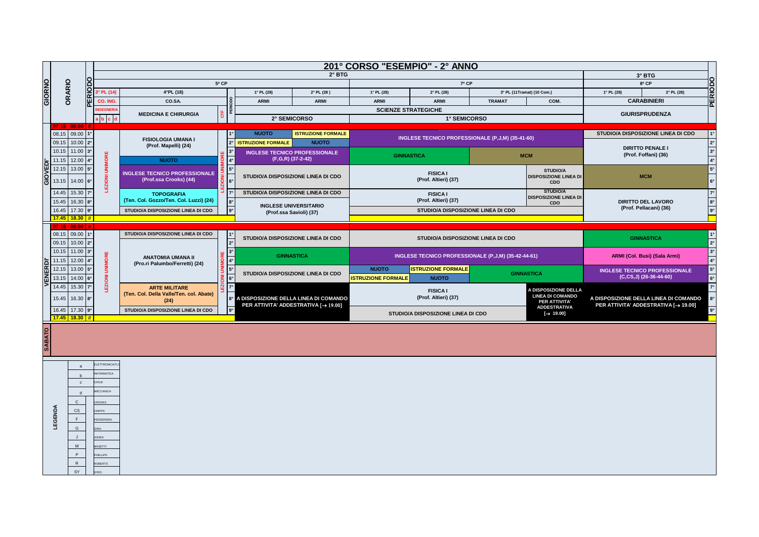# 201° CORSO "ESEMPIO" - 2° ANNO

| GIORNO | ORARIO | | PERIODO | 2° BTG – 5° CP | | | | 2° BTG – 7° CP | | | | | | 3° BTG – 8° CP | | PERIODO |
|---|---|---|---|---|---|---|---|---|---|---|---|---|---|---|---|---|
| | | | | 3° PL (14) | 4°PL (18) | CTF | PERIODO | 1° PL (28) | 2° PL (28 ) | 1° PL (28) | 2° PL (28) | 3° PL (11Tramat) (10 Com.) | | 1° PL (28) | 2° PL (28) | |
| | | | | CO. ING. | CO.SA. | | | ARMI | ARMI | ARMI | ARMI | TRAMAT | COM. | CARABINIERI | | |
| | | | | INGEGNERIA (a b c d) | MEDICINA E CHIRURGIA | | | SCIENZE STRATEGICHE – 2° SEMICORSO | | SCIENZE STRATEGICHE – 1° SEMICORSO | | | | GIURISPRUDENZA | | |
| GIOVEDI' | 07.15 | 08.00 | // | | | | | | | | | | | | | |
| | 08.15 | 09.00 | 1° | LEZIONI UNIMORE | FISIOLOGIA UMANA I (Prof. Mapelli) (24) | LEZIONI UNIMORE | 1° | NUOTO | ISTRUZIONE FORMALE | INGLESE TECNICO PROFESSIONALE (P,J,M) (35-41-60) | | | | STUDIO/A DISPOSIZIONE LINEA DI CDO | | 1° |
| | 09.15 | 10.00 | 2° | | | | 2° | ISTRUZIONE FORMALE | NUOTO | | | | | DIRITTO PENALE I (Prof. Foffani) (36) | | 2° |
| | 10.15 | 11.00 | 3° | | | | 3° | INGLESE TECNICO PROFESSIONALE (F,G,R) (37-2-42) | | GINNASTICA | | MCM | | | | 3° |
| | 11.15 | 12.00 | 4° | | NUOTO | | 4° | | | | | | | | | 4° |
| | 12.15 | 13.00 | 5° | | INGLESE TECNICO PROFESSIONALE (Prof.ssa Crooks) (44) | | 5° | STUDIO/A DISPOSIZIONE LINEA DI CDO | | FISICA I (Prof. Altieri) (37) | | | STUDIO/A DISPOSIZIONE LINEA DI CDO | MCM | | 5° |
| | 13.15 | 14.00 | 6° | | | | 6° | | | | | | | | | 6° |
| | 14.45 | 15.30 | 7° | | TOPOGRAFIA (Ten. Col. Gozzo/Ten. Col. Luzzi) (24) | | 7° | STUDIO/A DISPOSIZIONE LINEA DI CDO | | FISICA I (Prof. Altieri) (37) | | | STUDIO/A DISPOSIZIONE LINEA DI CDO | DIRITTO DEL LAVORO (Prof. Pellacani) (36) | | 7° |
| | 15.45 | 16.30 | 8° | | | | 8° | INGLESE UNIVERSITARIO (Prof.ssa Savioli) (37) | | | | | | | | 8° |
| | 16.45 | 17.30 | 9° | | STUDIO/A DISPOSIZIONE LINEA DI CDO | | 9° | | | STUDIO/A DISPOSIZIONE LINEA DI CDO | | | | | | 9° |
| | 17.45 | 18.30 | // | | | | | | | | | | | | | |
| VENERDI' | 07.15 | 08.00 | // | | | | | | | | | | | | | |
| | 08.15 | 09.00 | 1° | LEZIONI UNIMORE | STUDIO/A DISPOSIZIONE LINEA DI CDO | LEZIONI UNIMORE | 1° | STUDIO/A DISPOSIZIONE LINEA DI CDO | | STUDIO/A DISPOSIZIONE LINEA DI CDO | | | | GINNASTICA | | 1° |
| | 09.15 | 10.00 | 2° | | ANATOMIA UMANA II (Pro.ri Palumbo/Ferretti) (24) | | 2° | | | | | | | | | 2° |
| | 10.15 | 11.00 | 3° | | | | 3° | GINNASTICA | | INGLESE TECNICO PROFESSIONALE (P,J,M) (35-42-44-61) | | | | ARMI (Col. Busi) (Sala Armi) | | 3° |
| | 11.15 | 12.00 | 4° | | | | 4° | | | | | | | | | 4° |
| | 12.15 | 13.00 | 5° | | | | 5° | STUDIO/A DISPOSIZIONE LINEA DI CDO | | NUOTO | ISTRUZIONE FORMALE | GINNASTICA | | INGLESE TECNICO PROFESSIONALE (C,CS,J) (26-36-44-60) | | 5° |
| | 13.15 | 14.00 | 6° | | | | 6° | | | ISTRUZIONE FORMALE | NUOTO | | | | | 6° |
| | 14.45 | 15.30 | 7° | | ARTE MILITARE (Ten. Col. Della Valle/Ten. col. Abate) (24) | | 7° | A DISPOSIZIONE DELLA LINEA DI COMANDO PER ATTIVITA' ADDESTRATIVA [→ 19.00] | | FISICA I (Prof. Altieri) (37) | | | A DISPOSIZIONE DELLA LINEA DI COMANDO PER ATTIVITA' ADDESTRATIVA [→ 19.00] | A DISPOSIZIONE DELLA LINEA DI COMANDO PER ATTIVITA' ADDESTRATIVA [→ 19.00] | | 7° |
| | 15.45 | 16.30 | 8° | | | | 8° | | | | | | | | | 8° |
| | 16.45 | 17.30 | 9° | | STUDIO/A DISPOSIZIONE LINEA DI CDO | | 9° | | | STUDIO/A DISPOSIZIONE LINEA DI CDO | | | | | | 9° |
| | 17.45 | 18.30 | // | | | | | | | | | | | | | |
| SABATO | | | | | | | | | | | | | | | | |

**LEGENDA**

| | |
|---|---|
| a | ELETTRONICA/TLC |
| b | INFORMATICA |
| c | CIVILE |
| d | MECCANICA |
| C | CROOKS |
| CS | CRIPPS |
| F | FEDDERSEN |
| G | GINN |
| J | JONES |
| M | MASETTI |
| P | PHILLIPS |
| R | ROBERTS |
| SY | SYED |